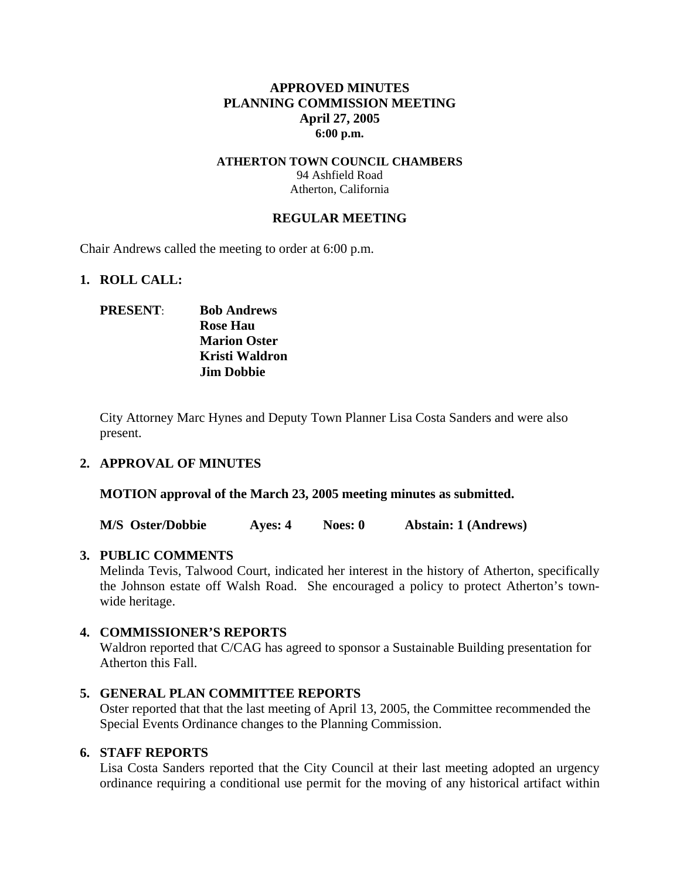**APPROVED MINUTES**
**PLANNING COMMISSION MEETING**
**April 27, 2005**
**6:00 p.m.**

**ATHERTON TOWN COUNCIL CHAMBERS**
94 Ashfield Road
Atherton, California

**REGULAR MEETING**

Chair Andrews called the meeting to order at 6:00 p.m.

## 1. ROLL CALL:

**PRESENT**: **Bob Andrews**
**Rose Hau**
**Marion Oster**
**Kristi Waldron**
**Jim Dobbie**

City Attorney Marc Hynes and Deputy Town Planner Lisa Costa Sanders and were also present.

## 2. APPROVAL OF MINUTES

**MOTION approval of the March 23, 2005 meeting minutes as submitted.**

**M/S Oster/Dobbie Ayes: 4 Noes: 0 Abstain: 1 (Andrews)**

## 3. PUBLIC COMMENTS

Melinda Tevis, Talwood Court, indicated her interest in the history of Atherton, specifically the Johnson estate off Walsh Road. She encouraged a policy to protect Atherton's town-wide heritage.

## 4. COMMISSIONER'S REPORTS

Waldron reported that C/CAG has agreed to sponsor a Sustainable Building presentation for Atherton this Fall.

## 5. GENERAL PLAN COMMITTEE REPORTS

Oster reported that that the last meeting of April 13, 2005, the Committee recommended the Special Events Ordinance changes to the Planning Commission.

## 6. STAFF REPORTS

Lisa Costa Sanders reported that the City Council at their last meeting adopted an urgency ordinance requiring a conditional use permit for the moving of any historical artifact within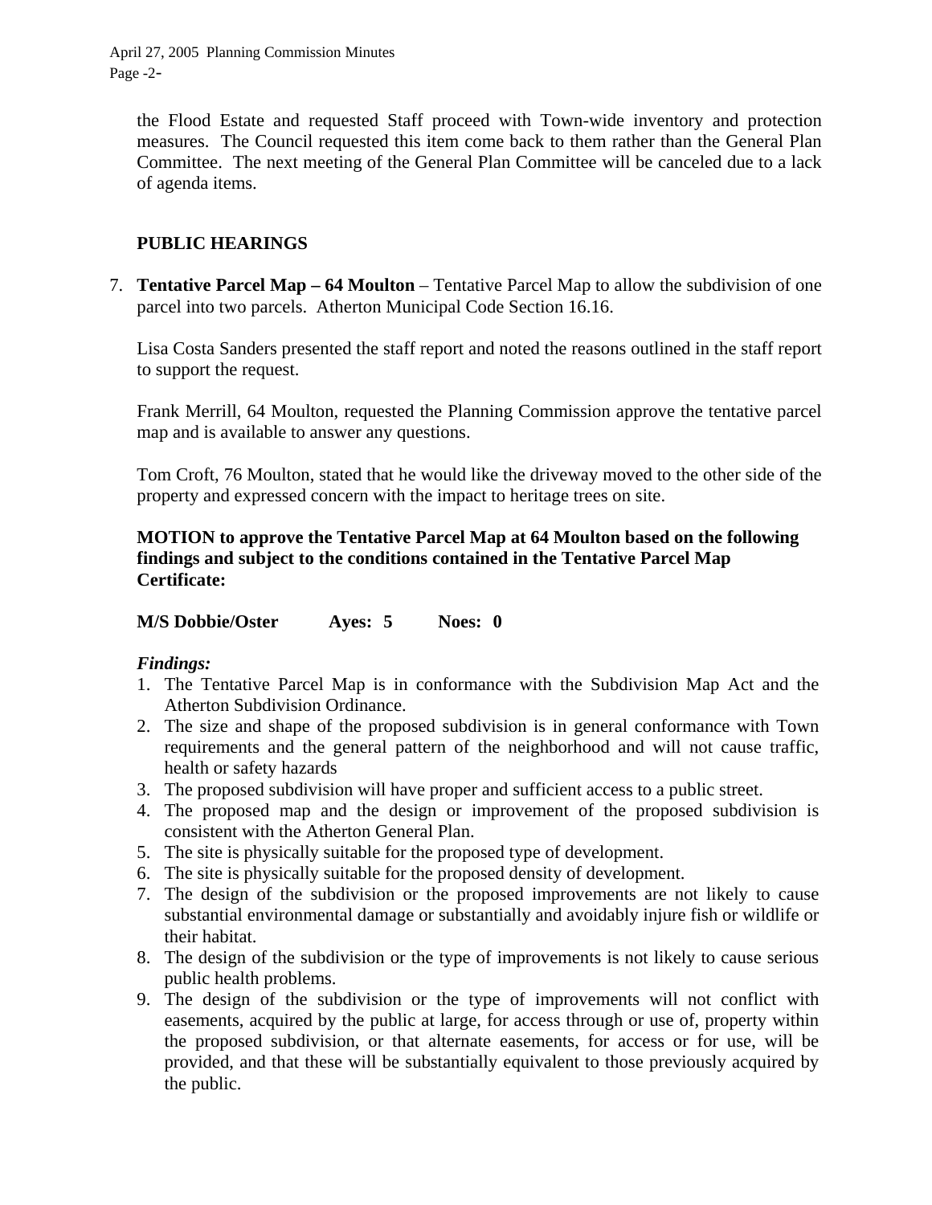the Flood Estate and requested Staff proceed with Town-wide inventory and protection measures. The Council requested this item come back to them rather than the General Plan Committee. The next meeting of the General Plan Committee will be canceled due to a lack of agenda items.

**PUBLIC HEARINGS**

7. **Tentative Parcel Map – 64 Moulton** – Tentative Parcel Map to allow the subdivision of one parcel into two parcels. Atherton Municipal Code Section 16.16.

   Lisa Costa Sanders presented the staff report and noted the reasons outlined in the staff report to support the request.

   Frank Merrill, 64 Moulton, requested the Planning Commission approve the tentative parcel map and is available to answer any questions.

   Tom Croft, 76 Moulton, stated that he would like the driveway moved to the other side of the property and expressed concern with the impact to heritage trees on site.

   **MOTION to approve the Tentative Parcel Map at 64 Moulton based on the following findings and subject to the conditions contained in the Tentative Parcel Map Certificate:**

   **M/S Dobbie/Oster Ayes: 5 Noes: 0**

   ***Findings:***
   1. The Tentative Parcel Map is in conformance with the Subdivision Map Act and the Atherton Subdivision Ordinance.
   2. The size and shape of the proposed subdivision is in general conformance with Town requirements and the general pattern of the neighborhood and will not cause traffic, health or safety hazards
   3. The proposed subdivision will have proper and sufficient access to a public street.
   4. The proposed map and the design or improvement of the proposed subdivision is consistent with the Atherton General Plan.
   5. The site is physically suitable for the proposed type of development.
   6. The site is physically suitable for the proposed density of development.
   7. The design of the subdivision or the proposed improvements are not likely to cause substantial environmental damage or substantially and avoidably injure fish or wildlife or their habitat.
   8. The design of the subdivision or the type of improvements is not likely to cause serious public health problems.
   9. The design of the subdivision or the type of improvements will not conflict with easements, acquired by the public at large, for access through or use of, property within the proposed subdivision, or that alternate easements, for access or for use, will be provided, and that these will be substantially equivalent to those previously acquired by the public.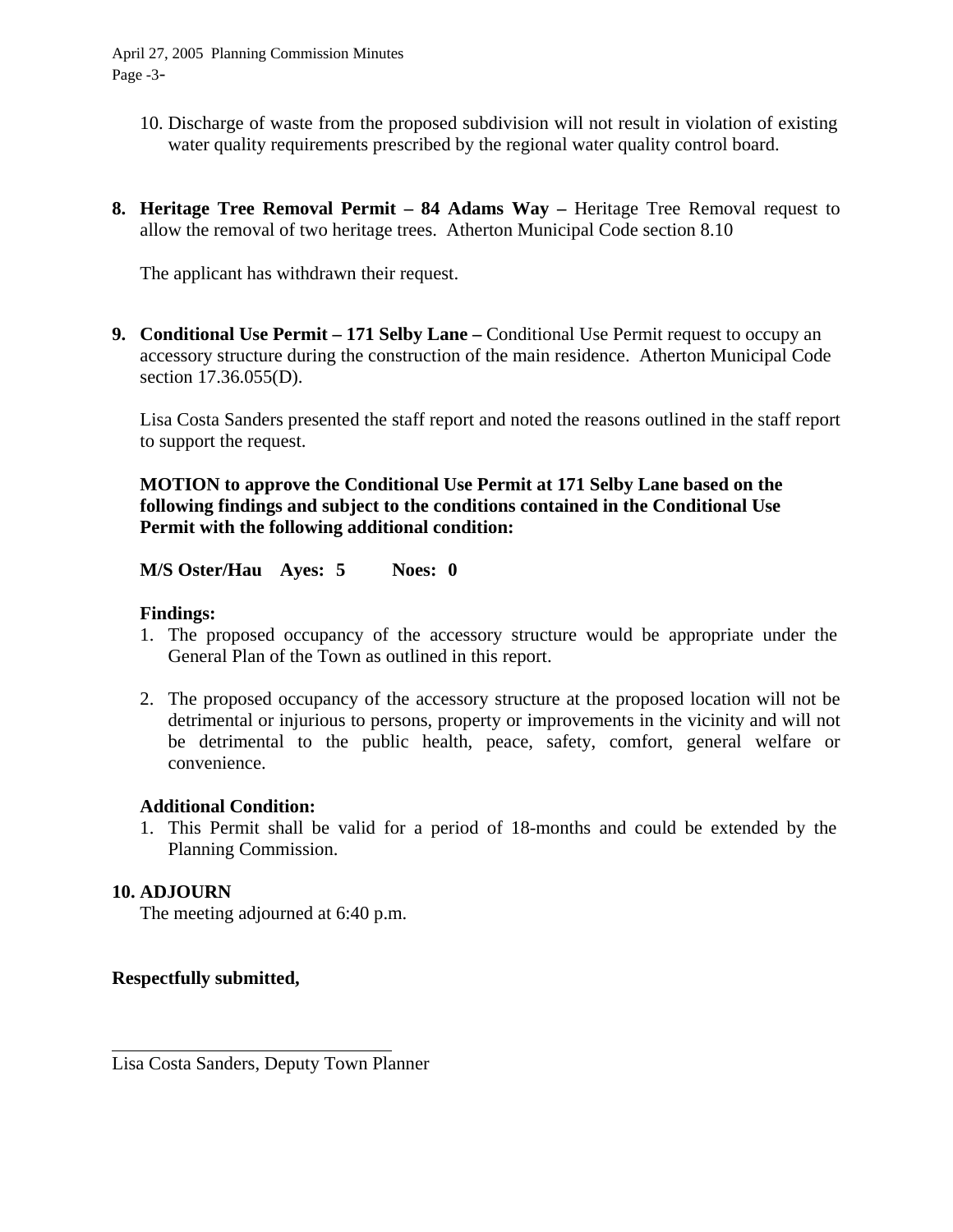10. Discharge of waste from the proposed subdivision will not result in violation of existing water quality requirements prescribed by the regional water quality control board.

**8. Heritage Tree Removal Permit – 84 Adams Way –** Heritage Tree Removal request to allow the removal of two heritage trees. Atherton Municipal Code section 8.10

The applicant has withdrawn their request.

**9. Conditional Use Permit – 171 Selby Lane –** Conditional Use Permit request to occupy an accessory structure during the construction of the main residence. Atherton Municipal Code section 17.36.055(D).

Lisa Costa Sanders presented the staff report and noted the reasons outlined in the staff report to support the request.

**MOTION to approve the Conditional Use Permit at 171 Selby Lane based on the following findings and subject to the conditions contained in the Conditional Use Permit with the following additional condition:**

**M/S Oster/Hau Ayes: 5 Noes: 0**

**Findings:**

1. The proposed occupancy of the accessory structure would be appropriate under the General Plan of the Town as outlined in this report.

2. The proposed occupancy of the accessory structure at the proposed location will not be detrimental or injurious to persons, property or improvements in the vicinity and will not be detrimental to the public health, peace, safety, comfort, general welfare or convenience.

**Additional Condition:**

1. This Permit shall be valid for a period of 18-months and could be extended by the Planning Commission.

**10. ADJOURN**

The meeting adjourned at 6:40 p.m.

**Respectfully submitted,**

\_\_\_\_\_\_\_\_\_\_\_\_\_\_\_\_\_\_\_\_\_\_\_\_\_\_\_\_\_\_

Lisa Costa Sanders, Deputy Town Planner